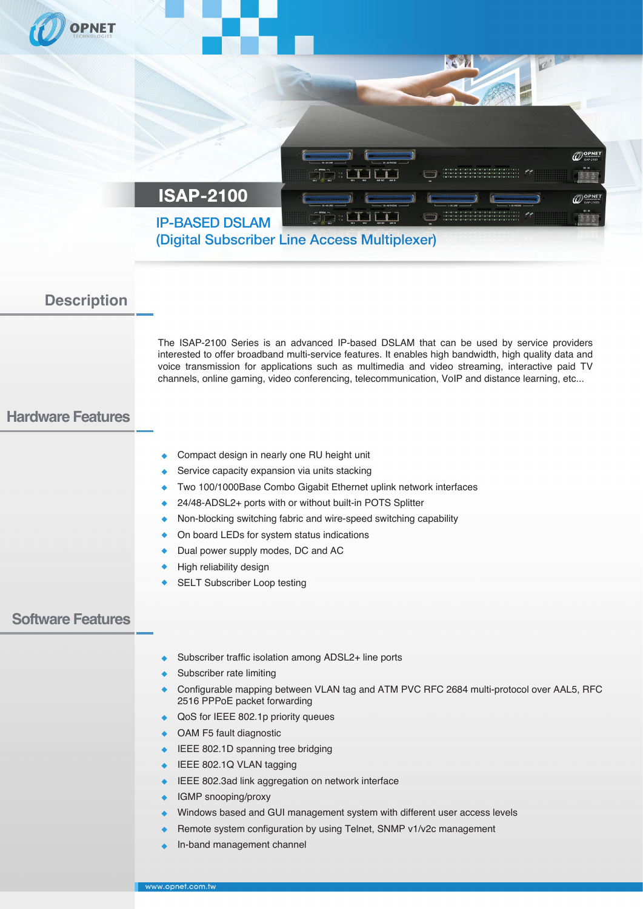# ISAP-2100

## IP-BASED DSLAM (Digital Subscriber Line Access Multiplexer)

## Description

The ISAP-2100 Series is an advanced IP-based DSLAM that can be used by service providers interested to offer broadband multi-service features. It enables high bandwidth, high quality data and voice transmission for applications such as multimedia and video streaming, interactive paid TV channels, online gaming, video conferencing, telecommunication, VoIP and distance learning, etc...

## Hardware Features

- Compact design in nearly one RU height unit
- Service capacity expansion via units stacking
- Two 100/1000Base Combo Gigabit Ethernet uplink network interfaces
- 24/48-ADSL2+ ports with or without built-in POTS Splitter
- Non-blocking switching fabric and wire-speed switching capability
- On board LEDs for system status indications
- Dual power supply modes, DC and AC
- High reliability design
- SELT Subscriber Loop testing

## Software Features

- Subscriber traffic isolation among ADSL2+ line ports
- Subscriber rate limiting
- Configurable mapping between VLAN tag and ATM PVC RFC 2684 multi-protocol over AAL5, RFC 2516 PPPoE packet forwarding
- QoS for IEEE 802.1p priority queues
- OAM F5 fault diagnostic
- IEEE 802.1D spanning tree bridging
- IEEE 802.1Q VLAN tagging
- IEEE 802.3ad link aggregation on network interface
- IGMP snooping/proxy
- Windows based and GUI management system with different user access levels
- Remote system configuration by using Telnet, SNMP v1/v2c management
- In-band management channel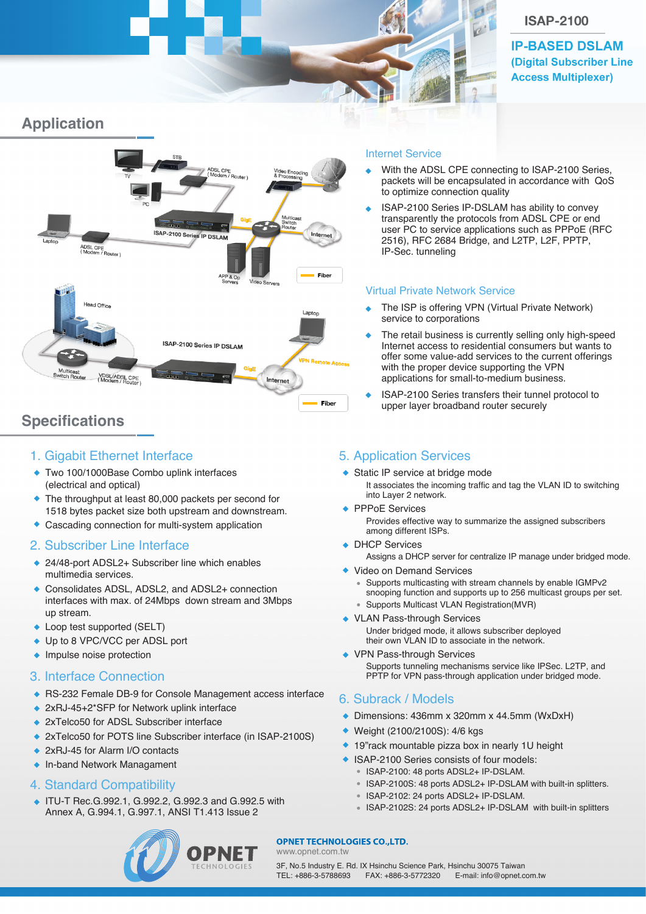# ISAP-2100

## IP-BASED DSLAM

**(Digital Subscriber Line Access Multiplexer)**

## Application

### Internet Service

- With the ADSL CPE connecting to ISAP-2100 Series, packets will be encapsulated in accordance with QoS to optimize connection quality
- ISAP-2100 Series IP-DSLAM has ability to convey transparently the protocols from ADSL CPE or end user PC to service applications such as PPPoE (RFC 2516), RFC 2684 Bridge, and L2TP, L2F, PPTP, IP-Sec. tunneling

### Virtual Private Network Service

- The ISP is offering VPN (Virtual Private Network) service to corporations
- The retail business is currently selling only high-speed Internet access to residential consumers but wants to offer some value-add services to the current offerings with the proper device supporting the VPN applications for small-to-medium business.
- ISAP-2100 Series transfers their tunnel protocol to upper layer broadband router securely

## Specifications

### 1. Gigabit Ethernet Interface

- Two 100/1000Base Combo uplink interfaces (electrical and optical)
- The throughput at least 80,000 packets per second for 1518 bytes packet size both upstream and downstream.
- Cascading connection for multi-system application

### 2. Subscriber Line Interface

- 24/48-port ADSL2+ Subscriber line which enables multimedia services.
- Consolidates ADSL, ADSL2, and ADSL2+ connection interfaces with max. of 24Mbps down stream and 3Mbps up stream.
- Loop test supported (SELT)
- Up to 8 VPC/VCC per ADSL port
- Impulse noise protection

### 3. Interface Connection

- RS-232 Female DB-9 for Console Management access interface
- 2xRJ-45+2*SFP for Network uplink interface
- 2xTelco50 for ADSL Subscriber interface
- 2xTelco50 for POTS line Subscriber interface (in ISAP-2100S)
- 2xRJ-45 for Alarm I/O contacts
- In-band Network Managament

### 4. Standard Compatibility

- ITU-T Rec.G.992.1, G.992.2, G.992.3 and G.992.5 with Annex A, G.994.1, G.997.1, ANSI T1.413 Issue 2

### 5. Application Services

- Static IP service at bridge mode
  It associates the incoming traffic and tag the VLAN ID to switching into Layer 2 network.
- PPPoE Services
  Provides effective way to summarize the assigned subscribers among different ISPs.
- DHCP Services
  Assigns a DHCP server for centralize IP manage under bridged mode.
- Video on Demand Services
  - Supports multicasting with stream channels by enable IGMPv2 snooping function and supports up to 256 multicast groups per set.
  - Supports Multicast VLAN Registration(MVR)
- VLAN Pass-through Services
  Under bridged mode, it allows subscriber deployed their own VLAN ID to associate in the network.
- VPN Pass-through Services
  Supports tunneling mechanisms service like IPSec. L2TP, and PPTP for VPN pass-through application under bridged mode.

### 6. Subrack / Models

- Dimensions: 436mm x 320mm x 44.5mm (WxDxH)
- Weight (2100/2100S): 4/6 kgs
- 19"rack mountable pizza box in nearly 1U height
- ISAP-2100 Series consists of four models:
  - ISAP-2100: 48 ports ADSL2+ IP-DSLAM.
  - ISAP-2100S: 48 ports ADSL2+ IP-DSLAM with built-in splitters.
  - ISAP-2102: 24 ports ADSL2+ IP-DSLAM.
  - ISAP-2102S: 24 ports ADSL2+ IP-DSLAM with built-in splitters

**OPNET TECHNOLOGIES CO.,LTD.**
www.opnet.com.tw
3F, No.5 Industry E. Rd. IX Hsinchu Science Park, Hsinchu 30075 Taiwan
TEL: +886-3-5788693 FAX: +886-3-5772320 E-mail: info@opnet.com.tw